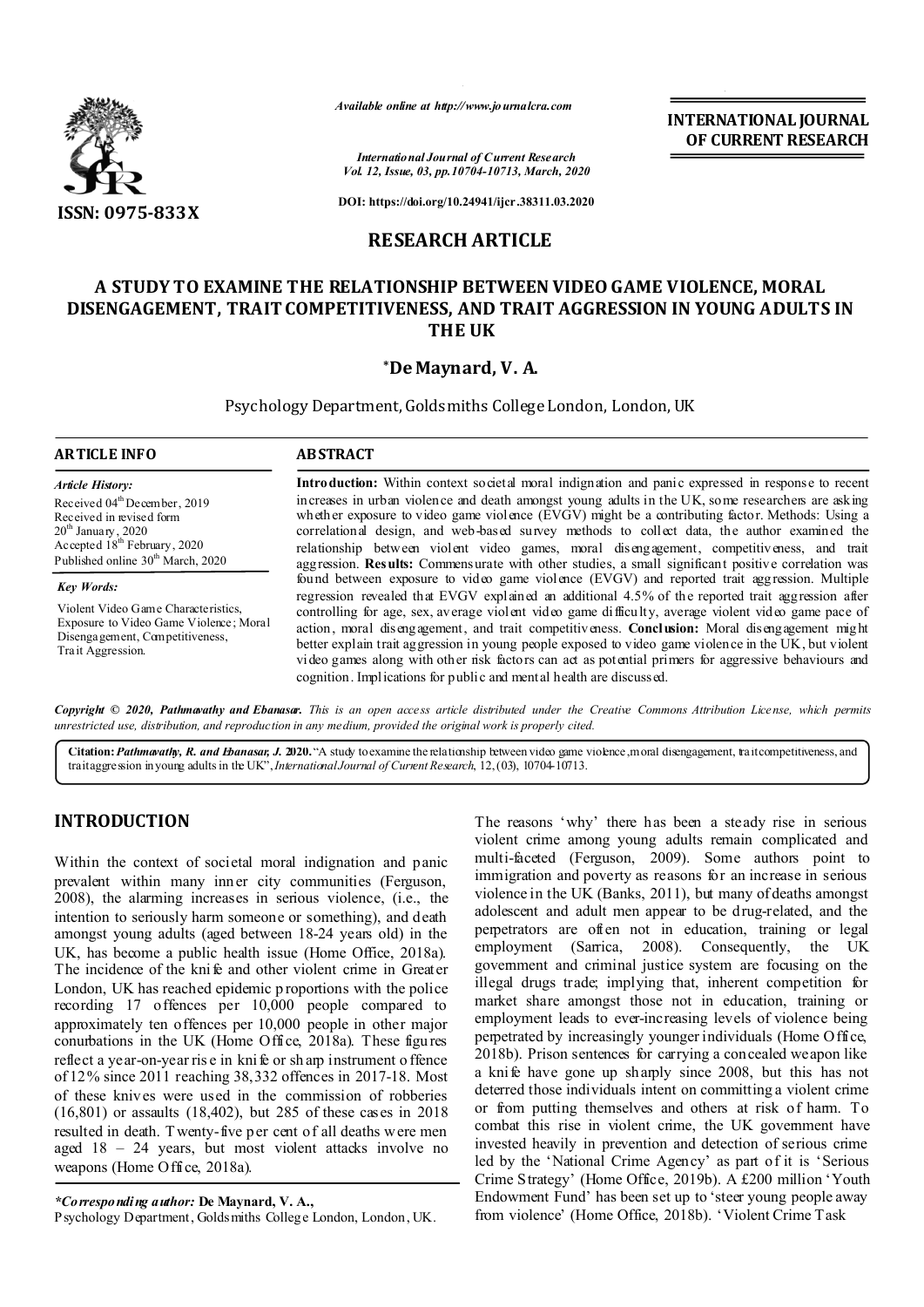ISSN: 0975-833X

*Available online at http://www.journalcra.com*

*International Journal of Current Research*
*Vol. 12, Issue, 03, pp.10704-10713, March, 2020*

**DOI: https://doi.org/10.24941/ijcr.38311.03.2020**

**INTERNATIONAL JOURNAL OF CURRENT RESEARCH**

## RESEARCH ARTICLE

# A STUDY TO EXAMINE THE RELATIONSHIP BETWEEN VIDEO GAME VIOLENCE, MORAL DISENGAGEMENT, TRAIT COMPETITIVENESS, AND TRAIT AGGRESSION IN YOUNG ADULTS IN THE UK

**\*De Maynard, V. A.**

Psychology Department, Goldsmiths College London, London, UK

### ARTICLE INFO

*Article History:*

Received 04th December, 2019
Received in revised form 20th January, 2020
Accepted 18th February, 2020
Published online 30th March, 2020

*Key Words:*

Violent Video Game Characteristics, Exposure to Video Game Violence; Moral Disengagement, Competitiveness, Trait Aggression.

### ABSTRACT

**Introduction:** Within context societal moral indignation and panic expressed in response to recent increases in urban violence and death amongst young adults in the UK, some researchers are asking whether exposure to video game violence (EVGV) might be a contributing factor. Methods: Using a correlational design, and web-based survey methods to collect data, the author examined the relationship between violent video games, moral disengagement, competitiveness, and trait aggression. **Results:** Commensurate with other studies, a small significant positive correlation was found between exposure to video game violence (EVGV) and reported trait aggression. Multiple regression revealed that EVGV explained an additional 4.5% of the reported trait aggression after controlling for age, sex, average violent video game difficulty, average violent video game pace of action, moral disengagement, and trait competitiveness. **Conclusion:** Moral disengagement might better explain trait aggression in young people exposed to video game violence in the UK, but violent video games along with other risk factors can act as potential primers for aggressive behaviours and cognition. Implications for public and mental health are discussed.

*Copyright © 2020, Pathmavathy and Ebanasar. This is an open access article distributed under the Creative Commons Attribution License, which permits unrestricted use, distribution, and reproduction in any medium, provided the original work is properly cited.*

**Citation:** ***Pathmavathy, R. and Ebanasar, J. 2020.*** "A study to examine the relationship between video game violence, moral disengagement, trait competitiveness, and trait aggression in young adults in the UK", *International Journal of Current Research*, 12, (03), 10704-10713.

## INTRODUCTION

Within the context of societal moral indignation and panic prevalent within many inner city communities (Ferguson, 2008), the alarming increases in serious violence, (i.e., the intention to seriously harm someone or something), and death amongst young adults (aged between 18-24 years old) in the UK, has become a public health issue (Home Office, 2018a). The incidence of the knife and other violent crime in Greater London, UK has reached epidemic proportions with the police recording 17 offences per 10,000 people compared to approximately ten offences per 10,000 people in other major conurbations in the UK (Home Office, 2018a). These figures reflect a year-on-year rise in knife or sharp instrument offence of 12% since 2011 reaching 38,332 offences in 2017-18. Most of these knives were used in the commission of robberies (16,801) or assaults (18,402), but 285 of these cases in 2018 resulted in death. Twenty-five per cent of all deaths were men aged 18 – 24 years, but most violent attacks involve no weapons (Home Office, 2018a).

The reasons 'why' there has been a steady rise in serious violent crime among young adults remain complicated and multi-faceted (Ferguson, 2009). Some authors point to immigration and poverty as reasons for an increase in serious violence in the UK (Banks, 2011), but many of deaths amongst adolescent and adult men appear to be drug-related, and the perpetrators are often not in education, training or legal employment (Sarrica, 2008). Consequently, the UK government and criminal justice system are focusing on the illegal drugs trade; implying that, inherent competition for market share amongst those not in education, training or employment leads to ever-increasing levels of violence being perpetrated by increasingly younger individuals (Home Office, 2018b). Prison sentences for carrying a concealed weapon like a knife have gone up sharply since 2008, but this has not deterred those individuals intent on committing a violent crime or from putting themselves and others at risk of harm. To combat this rise in violent crime, the UK government have invested heavily in prevention and detection of serious crime led by the 'National Crime Agency' as part of it is 'Serious Crime Strategy' (Home Office, 2019b). A £200 million 'Youth Endowment Fund' has been set up to 'steer young people away from violence' (Home Office, 2018b). 'Violent Crime Task

---

*\*Corresponding author:* **De Maynard, V. A.,**
Psychology Department, Goldsmiths College London, London, UK.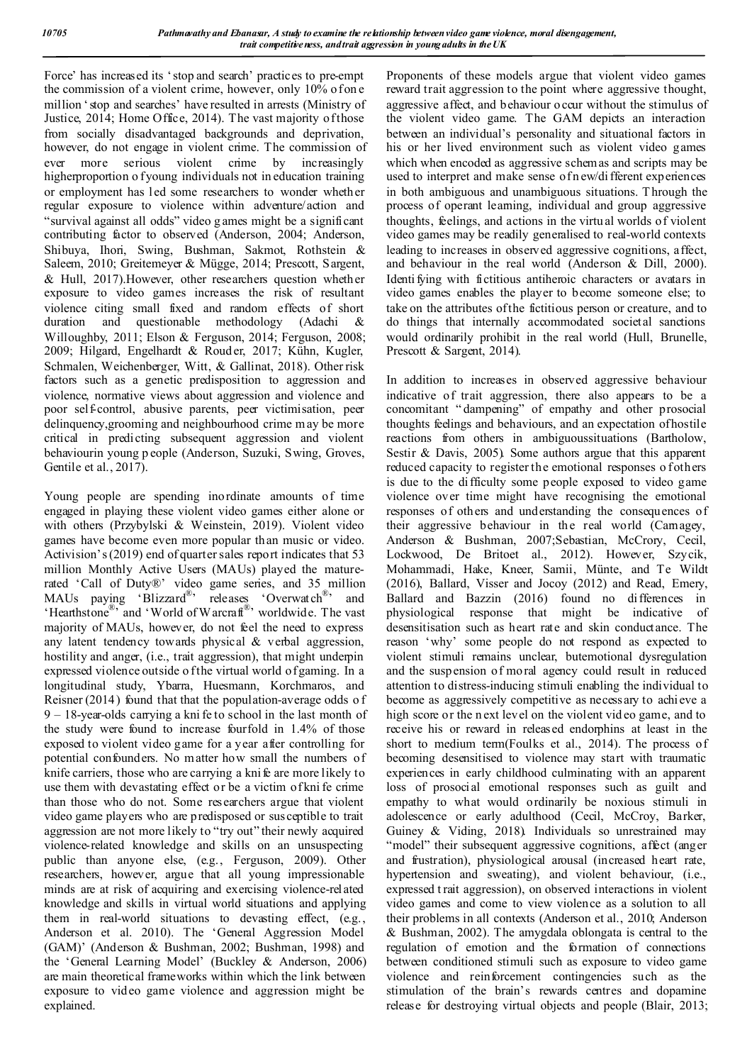Force' has increased its 'stop and search' practices to pre-empt the commission of a violent crime, however, only 10% of one million 'stop and searches' have resulted in arrests (Ministry of Justice, 2014; Home Office, 2014). The vast majority of those from socially disadvantaged backgrounds and deprivation, however, do not engage in violent crime. The commission of ever more serious violent crime by increasingly higherproportion of young individuals not in education training or employment has led some researchers to wonder whether regular exposure to violence within adventure/action and "survival against all odds" video games might be a significant contributing factor to observed (Anderson, 2004; Anderson, Shibuya, Ihori, Swing, Bushman, Sakmot, Rothstein & Saleem, 2010; Greitemeyer & Mügge, 2014; Prescott, Sargent, & Hull, 2017).However, other researchers question whether exposure to video games increases the risk of resultant violence citing small fixed and random effects of short duration and questionable methodology (Adachi & Willoughby, 2011; Elson & Ferguson, 2014; Ferguson, 2008; 2009; Hilgard, Engelhardt & Rouder, 2017; Kühn, Kugler, Schmalen, Weichenberger, Witt, & Gallinat, 2018). Other risk factors such as a genetic predisposition to aggression and violence, normative views about aggression and violence and poor self-control, abusive parents, peer victimisation, peer delinquency,grooming and neighbourhood crime may be more critical in predicting subsequent aggression and violent behaviourin young people (Anderson, Suzuki, Swing, Groves, Gentile et al., 2017).

Young people are spending inordinate amounts of time engaged in playing these violent video games either alone or with others (Przybylski & Weinstein, 2019). Violent video games have become even more popular than music or video. Activision's (2019) end of quarter sales report indicates that 53 million Monthly Active Users (MAUs) played the mature-rated 'Call of Duty®' video game series, and 35 million MAUs paying 'Blizzard®' releases 'Overwatch®' and 'Hearthstone®' and 'World of Warcraft®' worldwide. The vast majority of MAUs, however, do not feel the need to express any latent tendency towards physical & verbal aggression, hostility and anger, (i.e., trait aggression), that might underpin expressed violence outside of the virtual world of gaming. In a longitudinal study, Ybarra, Huesmann, Korchmaros, and Reisner (2014) found that that the population-average odds of 9 – 18-year-olds carrying a knife to school in the last month of the study were found to increase fourfold in 1.4% of those exposed to violent video game for a year after controlling for potential confounders. No matter how small the numbers of knife carriers, those who are carrying a knife are more likely to use them with devastating effect or be a victim of knife crime than those who do not. Some researchers argue that violent video game players who are predisposed or susceptible to trait aggression are not more likely to "try out" their newly acquired violence-related knowledge and skills on an unsuspecting public than anyone else, (e.g., Ferguson, 2009). Other researchers, however, argue that all young impressionable minds are at risk of acquiring and exercising violence-related knowledge and skills in virtual world situations and applying them in real-world situations to devasting effect, (e.g., Anderson et al. 2010). The 'General Aggression Model (GAM)' (Anderson & Bushman, 2002; Bushman, 1998) and the 'General Learning Model' (Buckley & Anderson, 2006) are main theoretical frameworks within which the link between exposure to video game violence and aggression might be explained.

Proponents of these models argue that violent video games reward trait aggression to the point where aggressive thought, aggressive affect, and behaviour occur without the stimulus of the violent video game. The GAM depicts an interaction between an individual's personality and situational factors in his or her lived environment such as violent video games which when encoded as aggressive schemas and scripts may be used to interpret and make sense of new/different experiences in both ambiguous and unambiguous situations. Through the process of operant learning, individual and group aggressive thoughts, feelings, and actions in the virtual worlds of violent video games may be readily generalised to real-world contexts leading to increases in observed aggressive cognitions, affect, and behaviour in the real world (Anderson & Dill, 2000). Identifying with fictitious antiheroic characters or avatars in video games enables the player to become someone else; to take on the attributes of the fictitious person or creature, and to do things that internally accommodated societal sanctions would ordinarily prohibit in the real world (Hull, Brunelle, Prescott & Sargent, 2014).

In addition to increases in observed aggressive behaviour indicative of trait aggression, there also appears to be a concomitant "dampening" of empathy and other prosocial thoughts feelings and behaviours, and an expectation of hostile reactions from others in ambiguoussituations (Bartholow, Sestir & Davis, 2005). Some authors argue that this apparent reduced capacity to register the emotional responses of others is due to the difficulty some people exposed to video game violence over time might have recognising the emotional responses of others and understanding the consequences of their aggressive behaviour in the real world (Carnagey, Anderson & Bushman, 2007;Sebastian, McCrory, Cecil, Lockwood, De Britoet al., 2012). However, Szycik, Mohammadi, Hake, Kneer, Samii, Münte, and Te Wildt (2016), Ballard, Visser and Jocoy (2012) and Read, Emery, Ballard and Bazzin (2016) found no differences in physiological response that might be indicative of desensitisation such as heart rate and skin conductance. The reason 'why' some people do not respond as expected to violent stimuli remains unclear, butemotional dysregulation and the suspension of moral agency could result in reduced attention to distress-inducing stimuli enabling the individual to become as aggressively competitive as necessary to achieve a high score or the next level on the violent video game, and to receive his or reward in released endorphins at least in the short to medium term(Foulks et al., 2014). The process of becoming desensitised to violence may start with traumatic experiences in early childhood culminating with an apparent loss of prosocial emotional responses such as guilt and empathy to what would ordinarily be noxious stimuli in adolescence or early adulthood (Cecil, McCroy, Barker, Guiney & Viding, 2018). Individuals so unrestrained may "model" their subsequent aggressive cognitions, affect (anger and frustration), physiological arousal (increased heart rate, hypertension and sweating), and violent behaviour, (i.e., expressed trait aggression), on observed interactions in violent video games and come to view violence as a solution to all their problems in all contexts (Anderson et al., 2010; Anderson & Bushman, 2002). The amygdala oblongata is central to the regulation of emotion and the formation of connections between conditioned stimuli such as exposure to video game violence and reinforcement contingencies such as the stimulation of the brain's rewards centres and dopamine release for destroying virtual objects and people (Blair, 2013;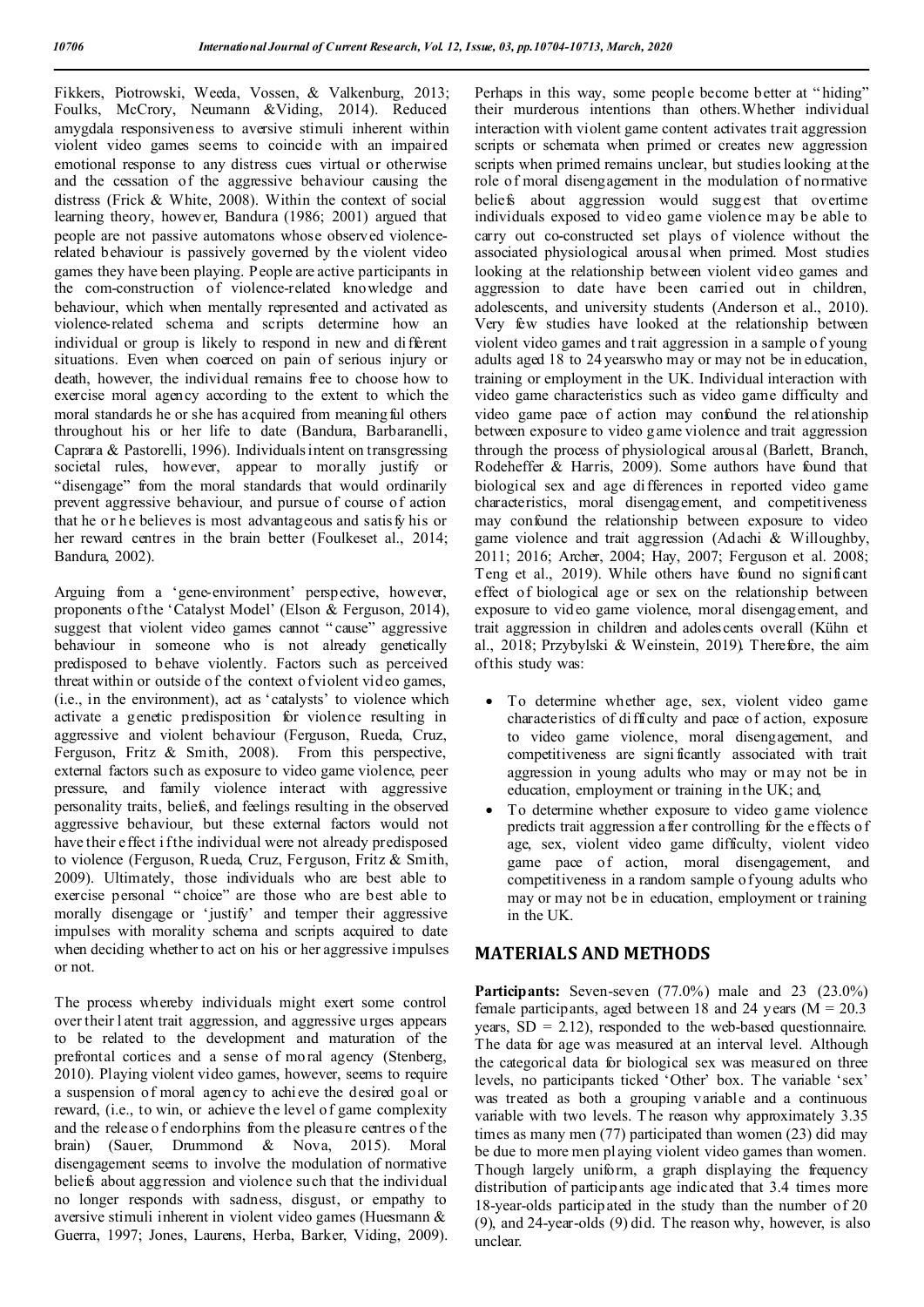Fikkers, Piotrowski, Weeda, Vossen, & Valkenburg, 2013; Foulks, McCrory, Neumann &Viding, 2014). Reduced amygdala responsiveness to aversive stimuli inherent within violent video games seems to coincide with an impaired emotional response to any distress cues virtual or otherwise and the cessation of the aggressive behaviour causing the distress (Frick & White, 2008). Within the context of social learning theory, however, Bandura (1986; 2001) argued that people are not passive automatons whose observed violence-related behaviour is passively governed by the violent video games they have been playing. People are active participants in the com-construction of violence-related knowledge and behaviour, which when mentally represented and activated as violence-related schema and scripts determine how an individual or group is likely to respond in new and different situations. Even when coerced on pain of serious injury or death, however, the individual remains free to choose how to exercise moral agency according to the extent to which the moral standards he or she has acquired from meaningful others throughout his or her life to date (Bandura, Barbaranelli, Caprara & Pastorelli, 1996). Individuals intent on transgressing societal rules, however, appear to morally justify or "disengage" from the moral standards that would ordinarily prevent aggressive behaviour, and pursue of course of action that he or he believes is most advantageous and satisfy his or her reward centres in the brain better (Foulkeset al., 2014; Bandura, 2002).

Arguing from a 'gene-environment' perspective, however, proponents of the 'Catalyst Model' (Elson & Ferguson, 2014), suggest that violent video games cannot "cause" aggressive behaviour in someone who is not already genetically predisposed to behave violently. Factors such as perceived threat within or outside of the context of violent video games, (i.e., in the environment), act as 'catalysts' to violence which activate a genetic predisposition for violence resulting in aggressive and violent behaviour (Ferguson, Rueda, Cruz, Ferguson, Fritz & Smith, 2008). From this perspective, external factors such as exposure to video game violence, peer pressure, and family violence interact with aggressive personality traits, beliefs, and feelings resulting in the observed aggressive behaviour, but these external factors would not have their effect if the individual were not already predisposed to violence (Ferguson, Rueda, Cruz, Ferguson, Fritz & Smith, 2009). Ultimately, those individuals who are best able to exercise personal "choice" are those who are best able to morally disengage or 'justify' and temper their aggressive impulses with morality schema and scripts acquired to date when deciding whether to act on his or her aggressive impulses or not.

The process whereby individuals might exert some control over their latent trait aggression, and aggressive urges appears to be related to the development and maturation of the prefrontal cortices and a sense of moral agency (Stenberg, 2010). Playing violent video games, however, seems to require a suspension of moral agency to achieve the desired goal or reward, (i.e., to win, or achieve the level of game complexity and the release of endorphins from the pleasure centres of the brain) (Sauer, Drummond & Nova, 2015). Moral disengagement seems to involve the modulation of normative beliefs about aggression and violence such that the individual no longer responds with sadness, disgust, or empathy to aversive stimuli inherent in violent video games (Huesmann & Guerra, 1997; Jones, Laurens, Herba, Barker, Viding, 2009). Perhaps in this way, some people become better at "hiding" their murderous intentions than others. Whether individual interaction with violent game content activates trait aggression scripts or schemata when primed or creates new aggression scripts when primed remains unclear, but studies looking at the role of moral disengagement in the modulation of normative beliefs about aggression would suggest that overtime individuals exposed to video game violence may be able to carry out co-constructed set plays of violence without the associated physiological arousal when primed. Most studies looking at the relationship between violent video games and aggression to date have been carried out in children, adolescents, and university students (Anderson et al., 2010). Very few studies have looked at the relationship between violent video games and trait aggression in a sample of young adults aged 18 to 24 yearswho may or may not be in education, training or employment in the UK. Individual interaction with video game characteristics such as video game difficulty and video game pace of action may confound the relationship between exposure to video game violence and trait aggression through the process of physiological arousal (Barlett, Branch, Rodeheffer & Harris, 2009). Some authors have found that biological sex and age differences in reported video game characteristics, moral disengagement, and competitiveness may confound the relationship between exposure to video game violence and trait aggression (Adachi & Willoughby, 2011; 2016; Archer, 2004; Hay, 2007; Ferguson et al. 2008; Teng et al., 2019). While others have found no significant effect of biological age or sex on the relationship between exposure to video game violence, moral disengagement, and trait aggression in children and adolescents overall (Kühn et al., 2018; Przybylski & Weinstein, 2019). Therefore, the aim of this study was:

- To determine whether age, sex, violent video game characteristics of difficulty and pace of action, exposure to video game violence, moral disengagement, and competitiveness are significantly associated with trait aggression in young adults who may or may not be in education, employment or training in the UK; and,
- To determine whether exposure to video game violence predicts trait aggression after controlling for the effects of age, sex, violent video game difficulty, violent video game pace of action, moral disengagement, and competitiveness in a random sample of young adults who may or may not be in education, employment or training in the UK.

## MATERIALS AND METHODS

**Participants:** Seven-seven (77.0%) male and 23 (23.0%) female participants, aged between 18 and 24 years ($M = 20.3$ years, $SD = 2.12$), responded to the web-based questionnaire. The data for age was measured at an interval level. Although the categorical data for biological sex was measured on three levels, no participants ticked 'Other' box. The variable 'sex' was treated as both a grouping variable and a continuous variable with two levels. The reason why approximately 3.35 times as many men (77) participated than women (23) did may be due to more men playing violent video games than women. Though largely uniform, a graph displaying the frequency distribution of participants age indicated that 3.4 times more 18-year-olds participated in the study than the number of 20 (9), and 24-year-olds (9) did. The reason why, however, is also unclear.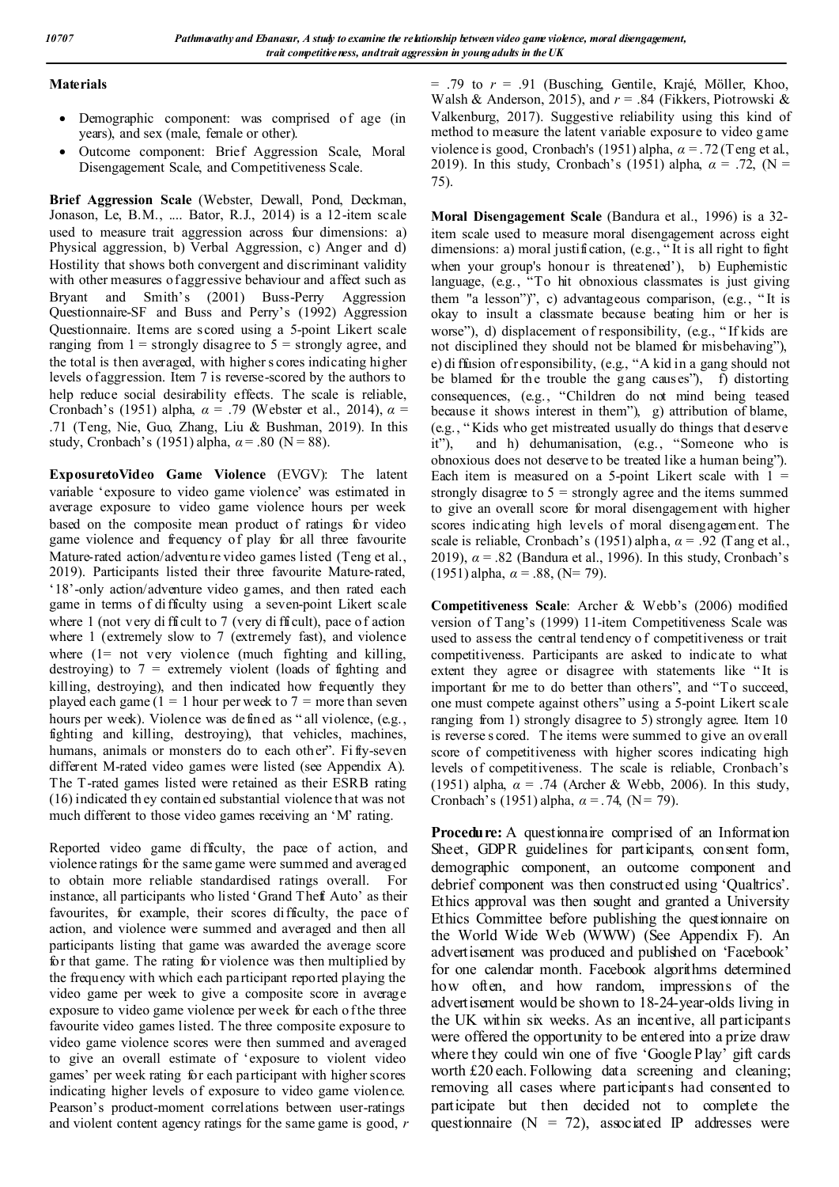**Materials**

- Demographic component: was comprised of age (in years), and sex (male, female or other).
- Outcome component: Brief Aggression Scale, Moral Disengagement Scale, and Competitiveness Scale.

**Brief Aggression Scale** (Webster, Dewall, Pond, Deckman, Jonason, Le, B.M., .... Bator, R.J., 2014) is a 12-item scale used to measure trait aggression across four dimensions: a) Physical aggression, b) Verbal Aggression, c) Anger and d) Hostility that shows both convergent and discriminant validity with other measures of aggressive behaviour and affect such as Bryant and Smith's (2001) Buss-Perry Aggression Questionnaire-SF and Buss and Perry's (1992) Aggression Questionnaire. Items are scored using a 5-point Likert scale ranging from 1 = strongly disagree to 5 = strongly agree, and the total is then averaged, with higher scores indicating higher levels of aggression. Item 7 is reverse-scored by the authors to help reduce social desirability effects. The scale is reliable, Cronbach's (1951) alpha, $\alpha = .79$ (Webster et al., 2014), $\alpha = .71$ (Teng, Nie, Guo, Zhang, Liu & Bushman, 2019). In this study, Cronbach's (1951) alpha, $\alpha = .80$ (N = 88).

**ExposuretoVideo Game Violence** (EVGV): The latent variable 'exposure to video game violence' was estimated in average exposure to video game violence hours per week based on the composite mean product of ratings for video game violence and frequency of play for all three favourite Mature-rated action/adventure video games listed (Teng et al., 2019). Participants listed their three favourite Mature-rated, '18'-only action/adventure video games, and then rated each game in terms of difficulty using a seven-point Likert scale where 1 (not very difficult to 7 (very difficult), pace of action where 1 (extremely slow to 7 (extremely fast), and violence where (1= not very violence (much fighting and killing, destroying) to 7 = extremely violent (loads of fighting and killing, destroying), and then indicated how frequently they played each game (1 = 1 hour per week to 7 = more than seven hours per week). Violence was defined as "all violence, (e.g., fighting and killing, destroying), that vehicles, machines, humans, animals or monsters do to each other". Fifty-seven different M-rated video games were listed (see Appendix A). The T-rated games listed were retained as their ESRB rating (16) indicated they contained substantial violence that was not much different to those video games receiving an 'M' rating.

Reported video game difficulty, the pace of action, and violence ratings for the same game were summed and averaged to obtain more reliable standardised ratings overall. For instance, all participants who listed 'Grand Theft Auto' as their favourites, for example, their scores difficulty, the pace of action, and violence were summed and averaged and then all participants listing that game was awarded the average score for that game. The rating for violence was then multiplied by the frequency with which each participant reported playing the video game per week to give a composite score in average exposure to video game violence per week for each of the three favourite video games listed. The three composite exposure to video game violence scores were then summed and averaged to give an overall estimate of 'exposure to violent video games' per week rating for each participant with higher scores indicating higher levels of exposure to video game violence. Pearson's product-moment correlations between user-ratings and violent content agency ratings for the same game is good, $r = .79$ to $r = .91$ (Busching, Gentile, Krajé, Möller, Khoo, Walsh & Anderson, 2015), and $r = .84$ (Fikkers, Piotrowski & Valkenburg, 2017). Suggestive reliability using this kind of method to measure the latent variable exposure to video game violence is good, Cronbach's (1951) alpha, $\alpha = .72$ (Teng et al., 2019). In this study, Cronbach's (1951) alpha, $\alpha = .72$, (N = 75).

**Moral Disengagement Scale** (Bandura et al., 1996) is a 32-item scale used to measure moral disengagement across eight dimensions: a) moral justification, (e.g., "It is all right to fight when your group's honour is threatened'), b) Euphemistic language, (e.g., "To hit obnoxious classmates is just giving them "a lesson")", c) advantageous comparison, (e.g., "It is okay to insult a classmate because beating him or her is worse"), d) displacement of responsibility, (e.g., "If kids are not disciplined they should not be blamed for misbehaving"), e) diffusion of responsibility, (e.g., "A kid in a gang should not be blamed for the trouble the gang causes"), f) distorting consequences, (e.g., "Children do not mind being teased because it shows interest in them"), g) attribution of blame, (e.g., "Kids who get mistreated usually do things that deserve it"), and h) dehumanisation, (e.g., "Someone who is obnoxious does not deserve to be treated like a human being"). Each item is measured on a 5-point Likert scale with 1 = strongly disagree to 5 = strongly agree and the items summed to give an overall score for moral disengagement with higher scores indicating high levels of moral disengagement. The scale is reliable, Cronbach's (1951) alpha, $\alpha = .92$ (Tang et al., 2019), $\alpha = .82$ (Bandura et al., 1996). In this study, Cronbach's (1951) alpha, $\alpha = .88$, (N= 79).

**Competitiveness Scale**: Archer & Webb's (2006) modified version of Tang's (1999) 11-item Competitiveness Scale was used to assess the central tendency of competitiveness or trait competitiveness. Participants are asked to indicate to what extent they agree or disagree with statements like "It is important for me to do better than others", and "To succeed, one must compete against others" using a 5-point Likert scale ranging from 1) strongly disagree to 5) strongly agree. Item 10 is reverse scored. The items were summed to give an overall score of competitiveness with higher scores indicating high levels of competitiveness. The scale is reliable, Cronbach's (1951) alpha, $\alpha = .74$ (Archer & Webb, 2006). In this study, Cronbach's (1951) alpha, $\alpha = .74$, (N= 79).

**Procedure:** A questionnaire comprised of an Information Sheet, GDPR guidelines for participants, consent form, demographic component, an outcome component and debrief component was then constructed using 'Qualtrics'. Ethics approval was then sought and granted a University Ethics Committee before publishing the questionnaire on the World Wide Web (WWW) (See Appendix F). An advertisement was produced and published on 'Facebook' for one calendar month. Facebook algorithms determined how often, and how random, impressions of the advertisement would be shown to 18-24-year-olds living in the UK within six weeks. As an incentive, all participants were offered the opportunity to be entered into a prize draw where they could win one of five 'Google Play' gift cards worth £20 each. Following data screening and cleaning; removing all cases where participants had consented to participate but then decided not to complete the questionnaire (N = 72), associated IP addresses were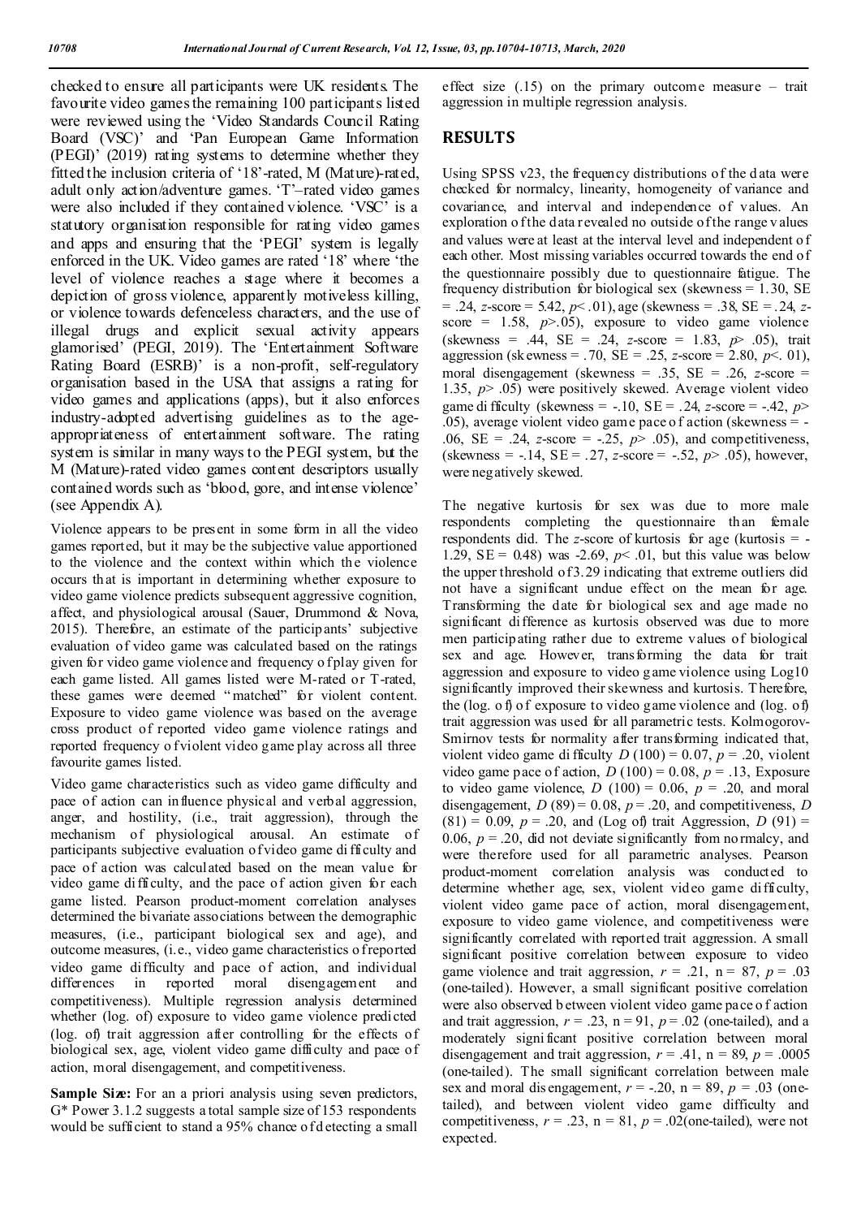checked to ensure all participants were UK residents. The favourite video games the remaining 100 participants listed were reviewed using the 'Video Standards Council Rating Board (VSC)' and 'Pan European Game Information (PEGI)' (2019) rating systems to determine whether they fitted the inclusion criteria of '18'-rated, M (Mature)-rated, adult only action/adventure games. 'T'–rated video games were also included if they contained violence. 'VSC' is a statutory organisation responsible for rating video games and apps and ensuring that the 'PEGI' system is legally enforced in the UK. Video games are rated '18' where 'the level of violence reaches a stage where it becomes a depiction of gross violence, apparently motiveless killing, or violence towards defenceless characters, and the use of illegal drugs and explicit sexual activity appears glamorised' (PEGI, 2019). The 'Entertainment Software Rating Board (ESRB)' is a non-profit, self-regulatory organisation based in the USA that assigns a rating for video games and applications (apps), but it also enforces industry-adopted advertising guidelines as to the age-appropriateness of entertainment software. The rating system is similar in many ways to the PEGI system, but the M (Mature)-rated video games content descriptors usually contained words such as 'blood, gore, and intense violence' (see Appendix A).

Violence appears to be present in some form in all the video games reported, but it may be the subjective value apportioned to the violence and the context within which the violence occurs that is important in determining whether exposure to video game violence predicts subsequent aggressive cognition, affect, and physiological arousal (Sauer, Drummond & Nova, 2015). Therefore, an estimate of the participants' subjective evaluation of video game was calculated based on the ratings given for video game violence and frequency of play given for each game listed. All games listed were M-rated or T-rated, these games were deemed "matched" for violent content. Exposure to video game violence was based on the average cross product of reported video game violence ratings and reported frequency of violent video game play across all three favourite games listed.

Video game characteristics such as video game difficulty and pace of action can influence physical and verbal aggression, anger, and hostility, (i.e., trait aggression), through the mechanism of physiological arousal. An estimate of participants subjective evaluation of video game difficulty and pace of action was calculated based on the mean value for video game difficulty, and the pace of action given for each game listed. Pearson product-moment correlation analyses determined the bivariate associations between the demographic measures, (i.e., participant biological sex and age), and outcome measures, (i.e., video game characteristics of reported video game difficulty and pace of action, and individual differences in reported moral disengagement and competitiveness). Multiple regression analysis determined whether (log. of) exposure to video game violence predicted (log. of) trait aggression after controlling for the effects of biological sex, age, violent video game difficulty and pace of action, moral disengagement, and competitiveness.

**Sample Size:** For an a priori analysis using seven predictors, G* Power 3.1.2 suggests a total sample size of 153 respondents would be sufficient to stand a 95% chance of detecting a small effect size (.15) on the primary outcome measure – trait aggression in multiple regression analysis.

## RESULTS

Using SPSS v23, the frequency distributions of the data were checked for normalcy, linearity, homogeneity of variance and covariance, and interval and independence of values. An exploration of the data revealed no outside of the range values and values were at least at the interval level and independent of each other. Most missing variables occurred towards the end of the questionnaire possibly due to questionnaire fatigue. The frequency distribution for biological sex (skewness = 1.30, SE = .24, *z*-score = 5.42, $p < .01$), age (skewness = .38, SE = .24, *z*-score = 1.58, $p > .05$), exposure to video game violence (skewness = .44, SE = .24, *z*-score = 1.83, $p > .05$), trait aggression (skewness = .70, SE = .25, *z*-score = 2.80, $p < .01$), moral disengagement (skewness = .35, SE = .26, *z*-score = 1.35, $p > .05$) were positively skewed. Average violent video game difficulty (skewness = -.10, SE = .24, *z*-score = -.42, $p > .05$), average violent video game pace of action (skewness = -.06, SE = .24, *z*-score = -.25, $p > .05$), and competitiveness, (skewness = -.14, SE = .27, *z*-score = -.52, $p > .05$), however, were negatively skewed.

The negative kurtosis for sex was due to more male respondents completing the questionnaire than female respondents did. The *z*-score of kurtosis for age (kurtosis = -1.29, SE = 0.48) was -2.69, $p < .01$, but this value was below the upper threshold of 3.29 indicating that extreme outliers did not have a significant undue effect on the mean for age. Transforming the date for biological sex and age made no significant difference as kurtosis observed was due to more men participating rather due to extreme values of biological sex and age. However, transforming the data for trait aggression and exposure to video game violence using Log10 significantly improved their skewness and kurtosis. Therefore, the (log. of) of exposure to video game violence and (log. of) trait aggression was used for all parametric tests. Kolmogorov-Smirnov tests for normality after transforming indicated that, violent video game difficulty $D(100) = 0.07$, $p = .20$, violent video game pace of action, $D(100) = 0.08$, $p = .13$, Exposure to video game violence, $D(100) = 0.06$, $p = .20$, and moral disengagement, $D(89) = 0.08$, $p = .20$, and competitiveness, $D(81) = 0.09$, $p = .20$, and (Log of) trait Aggression, $D(91) = 0.06$, $p = .20$, did not deviate significantly from normalcy, and were therefore used for all parametric analyses. Pearson product-moment correlation analysis was conducted to determine whether age, sex, violent video game difficulty, violent video game pace of action, moral disengagement, exposure to video game violence, and competitiveness were significantly correlated with reported trait aggression. A small significant positive correlation between exposure to video game violence and trait aggression, $r = .21$, n = 87, $p = .03$ (one-tailed). However, a small significant positive correlation were also observed between violent video game pace of action and trait aggression, $r = .23$, n = 91, $p = .02$ (one-tailed), and a moderately significant positive correlation between moral disengagement and trait aggression, $r = .41$, n = 89, $p = .0005$ (one-tailed). The small significant correlation between male sex and moral disengagement, $r = -.20$, n = 89, $p = .03$ (one-tailed), and between violent video game difficulty and competitiveness, $r = .23$, n = 81, $p = .02$(one-tailed), were not expected.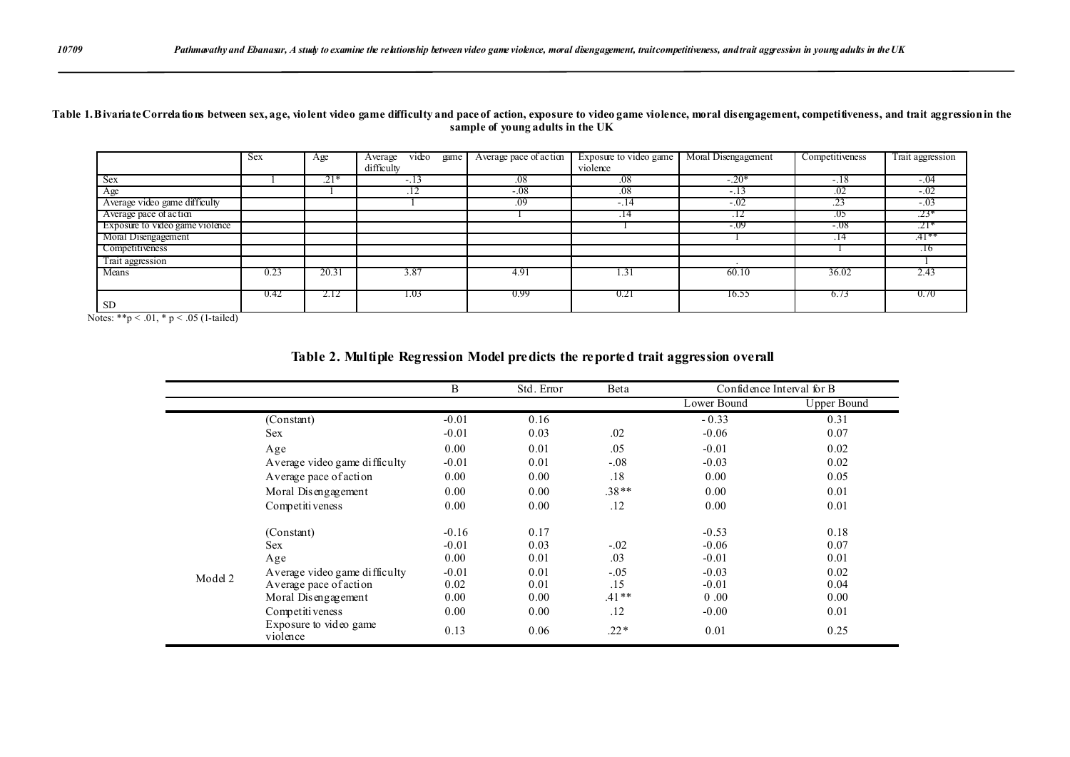**Table 1. Bivariate Correlations between sex, age, violent video game difficulty and pace of action, exposure to video game violence, moral disengagement, competitiveness, and trait aggression in the sample of young adults in the UK**

| | Sex | Age | Average video game difficulty | Average pace of action | Exposure to video game violence | Moral Disengagement | Competitiveness | Trait aggression |
|---|---|---|---|---|---|---|---|---|
| Sex | 1 | .21* | -.13 | .08 | .08 | -.20* | -.18 | -.04 |
| Age | | 1 | .12 | -.08 | .08 | -.13 | .02 | -.02 |
| Average video game difficulty | | | 1 | .09 | -.14 | -.02 | .23 | -.03 |
| Average pace of action | | | | 1 | .14 | .12 | .05 | .23* |
| Exposure to video game violence | | | | | 1 | -.09 | -.08 | .21* |
| Moral Disengagement | | | | | | 1 | .14 | .41** |
| Competitiveness | | | | | | | 1 | .16 |
| Trait aggression | | | | | | . | | 1 |
| Means | 0.23 | 20.31 | 3.87 | 4.91 | 1.31 | 60.10 | 36.02 | 2.43 |
| SD | 0.42 | 2.12 | 1.03 | 0.99 | 0.21 | 16.55 | 6.73 | 0.70 |

Notes: $^{**}p < .01$, $^{*}p < .05$ (1-tailed)

**Table 2. Multiple Regression Model predicts the reported trait aggression overall**

| | | B | Std. Error | Beta | Confidence Interval for B | |
|---|---|---|---|---|---|---|
| | | | | | Lower Bound | Upper Bound |
| | (Constant) | -0.01 | 0.16 | | - 0.33 | 0.31 |
| | Sex | -0.01 | 0.03 | .02 | -0.06 | 0.07 |
| | Age | 0.00 | 0.01 | .05 | -0.01 | 0.02 |
| | Average video game difficulty | -0.01 | 0.01 | -.08 | -0.03 | 0.02 |
| | Average pace of action | 0.00 | 0.00 | .18 | 0.00 | 0.05 |
| | Moral Disengagement | 0.00 | 0.00 | .38** | 0.00 | 0.01 |
| | Competitiveness | 0.00 | 0.00 | .12 | 0.00 | 0.01 |
| Model 2 | (Constant) | -0.16 | 0.17 | | -0.53 | 0.18 |
| | Sex | -0.01 | 0.03 | -.02 | -0.06 | 0.07 |
| | Age | 0.00 | 0.01 | .03 | -0.01 | 0.01 |
| | Average video game difficulty | -0.01 | 0.01 | -.05 | -0.03 | 0.02 |
| | Average pace of action | 0.02 | 0.01 | .15 | -0.01 | 0.04 |
| | Moral Disengagement | 0.00 | 0.00 | .41** | 0 .00 | 0.00 |
| | Competitiveness | 0.00 | 0.00 | .12 | -0.00 | 0.01 |
| | Exposure to video game violence | 0.13 | 0.06 | .22* | 0.01 | 0.25 |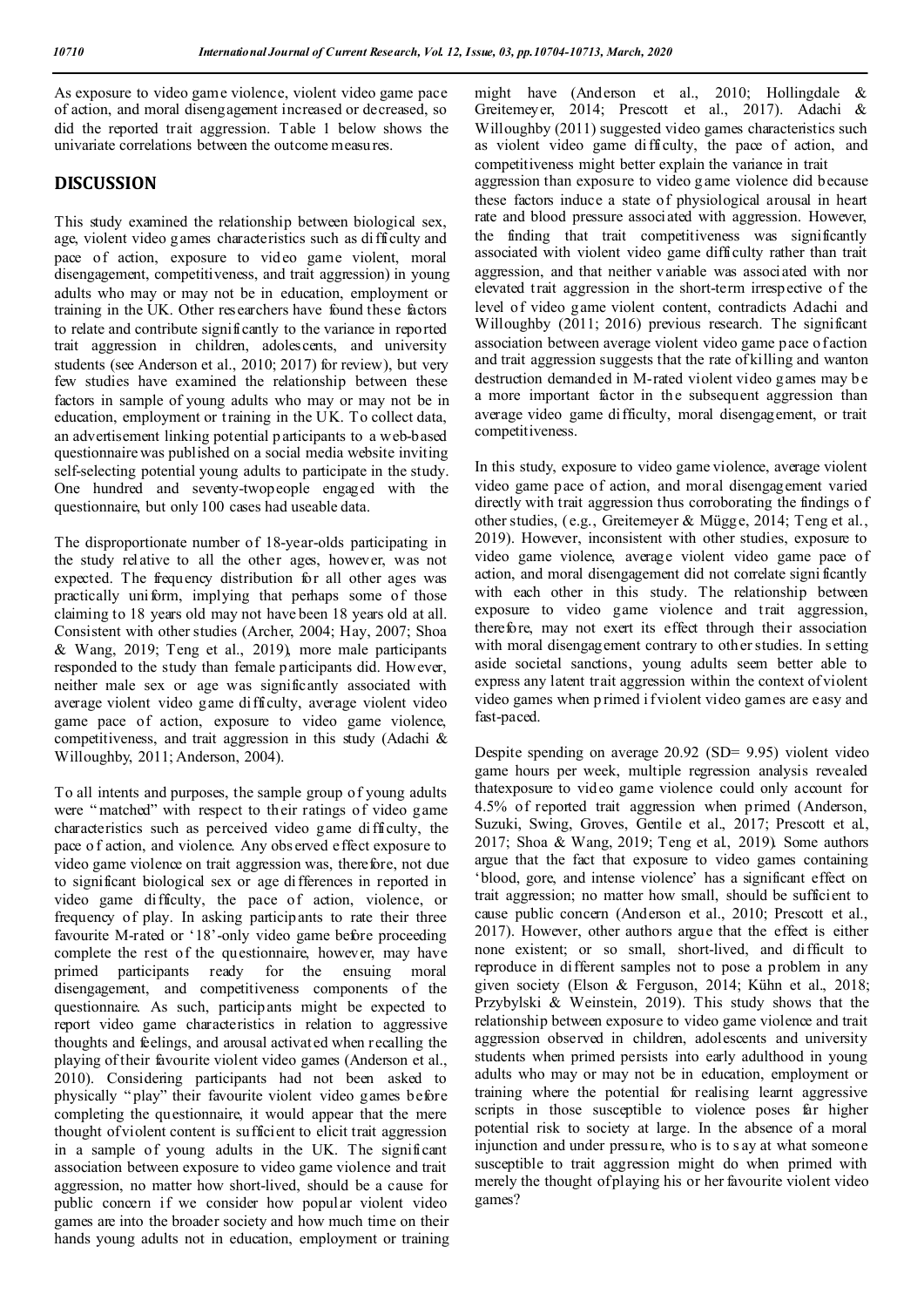As exposure to video game violence, violent video game pace of action, and moral disengagement increased or decreased, so did the reported trait aggression. Table 1 below shows the univariate correlations between the outcome measures.

## DISCUSSION

This study examined the relationship between biological sex, age, violent video games characteristics such as difficulty and pace of action, exposure to video game violent, moral disengagement, competitiveness, and trait aggression) in young adults who may or may not be in education, employment or training in the UK. Other researchers have found these factors to relate and contribute significantly to the variance in reported trait aggression in children, adolescents, and university students (see Anderson et al., 2010; 2017) for review), but very few studies have examined the relationship between these factors in sample of young adults who may or may not be in education, employment or training in the UK. To collect data, an advertisement linking potential participants to a web-based questionnaire was published on a social media website inviting self-selecting potential young adults to participate in the study. One hundred and seventy-twopeople engaged with the questionnaire, but only 100 cases had useable data.

The disproportionate number of 18-year-olds participating in the study relative to all the other ages, however, was not expected. The frequency distribution for all other ages was practically uniform, implying that perhaps some of those claiming to 18 years old may not have been 18 years old at all. Consistent with other studies (Archer, 2004; Hay, 2007; Shoa & Wang, 2019; Teng et al., 2019), more male participants responded to the study than female participants did. However, neither male sex or age was significantly associated with average violent video game difficulty, average violent video game pace of action, exposure to video game violence, competitiveness, and trait aggression in this study (Adachi & Willoughby, 2011; Anderson, 2004).

To all intents and purposes, the sample group of young adults were "matched" with respect to their ratings of video game characteristics such as perceived video game difficulty, the pace of action, and violence. Any observed effect exposure to video game violence on trait aggression was, therefore, not due to significant biological sex or age differences in reported in video game difficulty, the pace of action, violence, or frequency of play. In asking participants to rate their three favourite M-rated or '18'-only video game before proceeding complete the rest of the questionnaire, however, may have primed participants ready for the ensuing moral disengagement, and competitiveness components of the questionnaire. As such, participants might be expected to report video game characteristics in relation to aggressive thoughts and feelings, and arousal activated when recalling the playing of their favourite violent video games (Anderson et al., 2010). Considering participants had not been asked to physically "play" their favourite violent video games before completing the questionnaire, it would appear that the mere thought of violent content is sufficient to elicit trait aggression in a sample of young adults in the UK. The significant association between exposure to video game violence and trait aggression, no matter how short-lived, should be a cause for public concern if we consider how popular violent video games are into the broader society and how much time on their hands young adults not in education, employment or training might have (Anderson et al., 2010; Hollingdale & Greitemeyer, 2014; Prescott et al., 2017). Adachi & Willoughby (2011) suggested video games characteristics such as violent video game difficulty, the pace of action, and competitiveness might better explain the variance in trait aggression than exposure to video game violence did because these factors induce a state of physiological arousal in heart rate and blood pressure associated with aggression. However, the finding that trait competitiveness was significantly associated with violent video game difficulty rather than trait aggression, and that neither variable was associated with nor elevated trait aggression in the short-term irrespective of the level of video game violent content, contradicts Adachi and Willoughby (2011; 2016) previous research. The significant association between average violent video game pace of action and trait aggression suggests that the rate of killing and wanton destruction demanded in M-rated violent video games may be a more important factor in the subsequent aggression than average video game difficulty, moral disengagement, or trait competitiveness.

In this study, exposure to video game violence, average violent video game pace of action, and moral disengagement varied directly with trait aggression thus corroborating the findings of other studies, (e.g., Greitemeyer & Mügge, 2014; Teng et al., 2019). However, inconsistent with other studies, exposure to video game violence, average violent video game pace of action, and moral disengagement did not correlate significantly with each other in this study. The relationship between exposure to video game violence and trait aggression, therefore, may not exert its effect through their association with moral disengagement contrary to other studies. In setting aside societal sanctions, young adults seem better able to express any latent trait aggression within the context of violent video games when primed if violent video games are easy and fast-paced.

Despite spending on average 20.92 (SD= 9.95) violent video game hours per week, multiple regression analysis revealed thatexposure to video game violence could only account for 4.5% of reported trait aggression when primed (Anderson, Suzuki, Swing, Groves, Gentile et al., 2017; Prescott et al., 2017; Shoa & Wang, 2019; Teng et al., 2019). Some authors argue that the fact that exposure to video games containing 'blood, gore, and intense violence' has a significant effect on trait aggression; no matter how small, should be sufficient to cause public concern (Anderson et al., 2010; Prescott et al., 2017). However, other authors argue that the effect is either none existent; or so small, short-lived, and difficult to reproduce in different samples not to pose a problem in any given society (Elson & Ferguson, 2014; Kühn et al., 2018; Przybylski & Weinstein, 2019). This study shows that the relationship between exposure to video game violence and trait aggression observed in children, adolescents and university students when primed persists into early adulthood in young adults who may or may not be in education, employment or training where the potential for realising learnt aggressive scripts in those susceptible to violence poses far higher potential risk to society at large. In the absence of a moral injunction and under pressure, who is to say at what someone susceptible to trait aggression might do when primed with merely the thought of playing his or her favourite violent video games?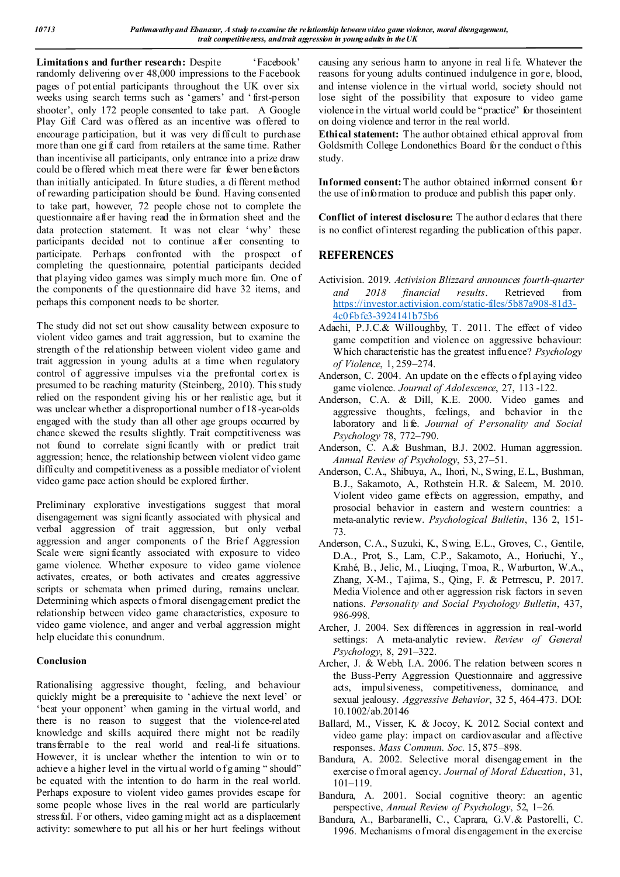**Limitations and further research:** Despite 'Facebook' randomly delivering over 48,000 impressions to the Facebook pages of potential participants throughout the UK over six weeks using search terms such as 'gamers' and 'first-person shooter', only 172 people consented to take part. A Google Play Gift Card was offered as an incentive was offered to encourage participation, but it was very difficult to purchase more than one gift card from retailers at the same time. Rather than incentivise all participants, only entrance into a prize draw could be offered which meat there were far fewer benefactors than initially anticipated. In future studies, a different method of rewarding participation should be found. Having consented to take part, however, 72 people chose not to complete the questionnaire after having read the information sheet and the data protection statement. It was not clear 'why' these participants decided not to continue after consenting to participate. Perhaps confronted with the prospect of completing the questionnaire, potential participants decided that playing video games was simply much more fun. One of the components of the questionnaire did have 32 items, and perhaps this component needs to be shorter.

The study did not set out show causality between exposure to violent video games and trait aggression, but to examine the strength of the relationship between violent video game and trait aggression in young adults at a time when regulatory control of aggressive impulses via the prefrontal cortex is presumed to be reaching maturity (Steinberg, 2010). This study relied on the respondent giving his or her realistic age, but it was unclear whether a disproportional number of 18-year-olds engaged with the study than all other age groups occurred by chance skewed the results slightly. Trait competitiveness was not found to correlate significantly with or predict trait aggression; hence, the relationship between violent video game difficulty and competitiveness as a possible mediator of violent video game pace action should be explored further.

Preliminary explorative investigations suggest that moral disengagement was significantly associated with physical and verbal aggression of trait aggression, but only verbal aggression and anger components of the Brief Aggression Scale were significantly associated with exposure to video game violence. Whether exposure to video game violence activates, creates, or both activates and creates aggressive scripts or schemata when primed during, remains unclear. Determining which aspects of moral disengagement predict the relationship between video game characteristics, exposure to video game violence, and anger and verbal aggression might help elucidate this conundrum.

## Conclusion

Rationalising aggressive thought, feeling, and behaviour quickly might be a prerequisite to 'achieve the next level' or 'beat your opponent' when gaming in the virtual world, and there is no reason to suggest that the violence-related knowledge and skills acquired there might not be readily transferrable to the real world and real-life situations. However, it is unclear whether the intention to win or to achieve a higher level in the virtual world of gaming "should" be equated with the intention to do harm in the real world. Perhaps exposure to violent video games provides escape for some people whose lives in the real world are particularly stressful. For others, video gaming might act as a displacement activity: somewhere to put all his or her hurt feelings without causing any serious harm to anyone in real life. Whatever the reasons for young adults continued indulgence in gore, blood, and intense violence in the virtual world, society should not lose sight of the possibility that exposure to video game violence in the virtual world could be "practice" for thoseintent on doing violence and terror in the real world.

**Ethical statement:** The author obtained ethical approval from Goldsmith College Londonethics Board for the conduct of this study.

**Informed consent:** The author obtained informed consent for the use of information to produce and publish this paper only.

**Conflict of interest disclosure:** The author declares that there is no conflict of interest regarding the publication of this paper.

## REFERENCES

Activision. 2019. *Activision Blizzard announces fourth-quarter and 2018 financial results*. Retrieved from https://investor.activision.com/static-files/5b87a908-81d3-4c0f-bfe3-3924141b75b6

Adachi, P.J.C.& Willoughby, T. 2011. The effect of video game competition and violence on aggressive behaviour: Which characteristic has the greatest influence? *Psychology of Violence*, 1, 259–274.

Anderson, C. 2004. An update on the effects of playing video game violence. *Journal of Adolescence*, 27, 113 -122.

Anderson, C.A. & Dill, K.E. 2000. Video games and aggressive thoughts, feelings, and behavior in the laboratory and life. *Journal of Personality and Social Psychology* 78, 772–790.

Anderson, C. A.& Bushman, B.J. 2002. Human aggression. *Annual Review of Psychology*, 53, 27–51.

Anderson, C.A., Shibuya, A., Ihori, N., Swing, E.L., Bushman, B.J., Sakamoto, A., Rothstein H.R. & Saleem, M. 2010. Violent video game effects on aggression, empathy, and prosocial behavior in eastern and western countries: a meta-analytic review. *Psychological Bulletin*, 136 2, 151-73.

Anderson, C.A., Suzuki, K., Swing, E.L., Groves, C., Gentile, D.A., Prot, S., Lam, C.P., Sakamoto, A., Horiuchi, Y., Krahé, B., Jelic, M., Liuqing, Tmoa, R., Warburton, W.A., Zhang, X-M., Tajima, S., Qing, F. & Petrrescu, P. 2017. Media Violence and other aggression risk factors in seven nations. *Personality and Social Psychology Bulletin*, 437, 986-998.

Archer, J. 2004. Sex differences in aggression in real-world settings: A meta-analytic review. *Review of General Psychology*, 8, 291–322.

Archer, J. & Webb, I.A. 2006. The relation between scores n the Buss-Perry Aggression Questionnaire and aggressive acts, impulsiveness, competitiveness, dominance, and sexual jealousy. *Aggressive Behavior*, 32 5, 464-473. DOI: 10.1002/ab.20146

Ballard, M., Visser, K. & Jocoy, K. 2012. Social context and video game play: impact on cardiovascular and affective responses. *Mass Commun. Soc.* 15, 875–898.

Bandura, A. 2002. Selective moral disengagement in the exercise of moral agency. *Journal of Moral Education*, 31, 101–119.

Bandura, A. 2001. Social cognitive theory: an agentic perspective, *Annual Review of Psychology*, 52, 1–26.

Bandura, A., Barbaranelli, C., Caprara, G.V.& Pastorelli, C. 1996. Mechanisms of moral disengagement in the exercise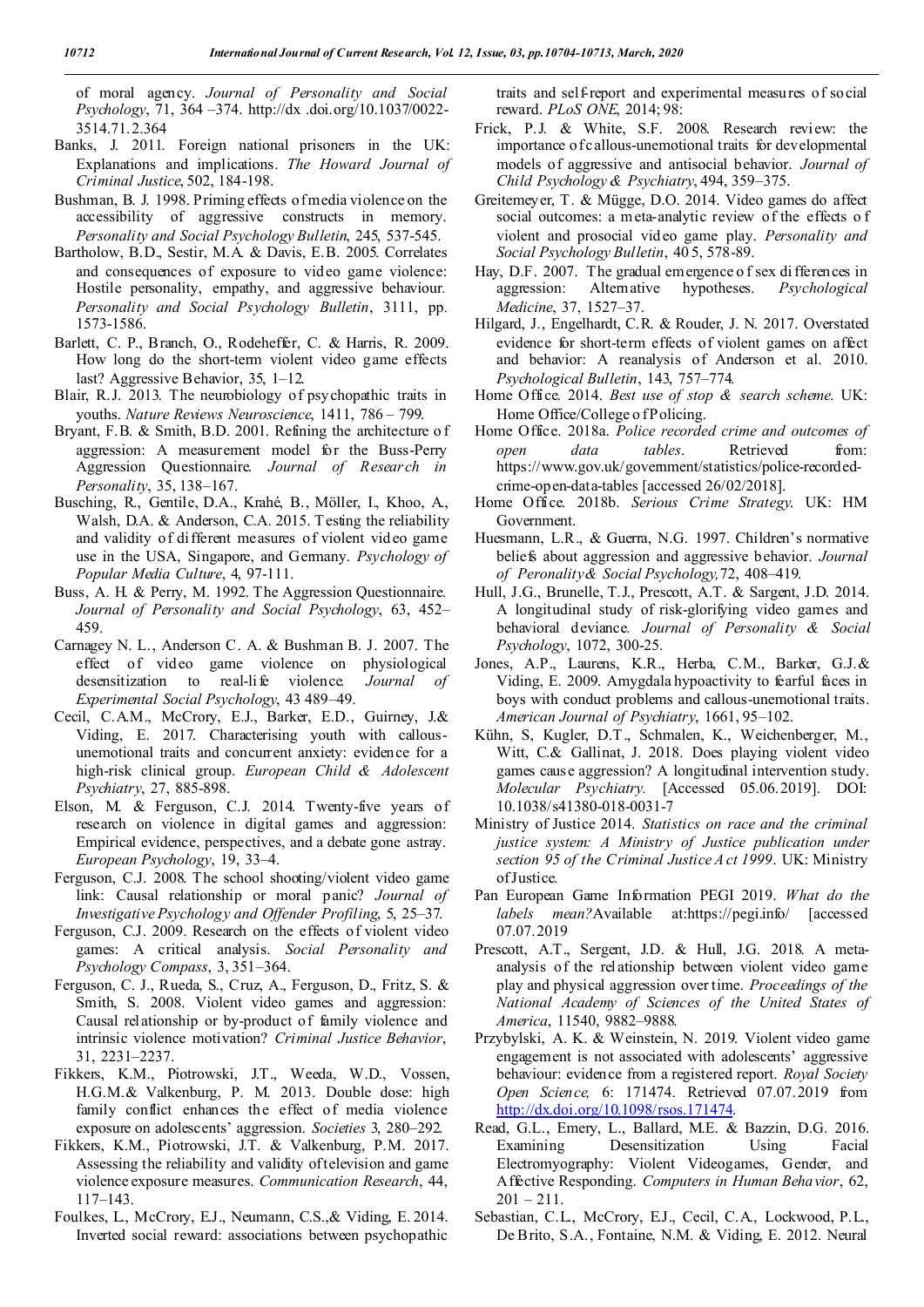of moral agency. *Journal of Personality and Social Psychology*, 71, 364 –374. http://dx .doi.org/10.1037/0022-3514.71.2.364

Banks, J. 2011. Foreign national prisoners in the UK: Explanations and implications. *The Howard Journal of Criminal Justice*, 502, 184-198.

Bushman, B. J. 1998. Priming effects of media violence on the accessibility of aggressive constructs in memory. *Personality and Social Psychology Bulletin*, 245, 537-545.

Bartholow, B.D., Sestir, M.A. & Davis, E.B. 2005. Correlates and consequences of exposure to video game violence: Hostile personality, empathy, and aggressive behaviour. *Personality and Social Psychology Bulletin*, 3111, pp. 1573-1586.

Barlett, C. P., Branch, O., Rodeheffer, C. & Harris, R. 2009. How long do the short-term violent video game effects last? Aggressive Behavior, 35, 1–12.

Blair, R.J. 2013. The neurobiology of psychopathic traits in youths. *Nature Reviews Neuroscience*, 1411, 786 – 799.

Bryant, F.B. & Smith, B.D. 2001. Refining the architecture of aggression: A measurement model for the Buss-Perry Aggression Questionnaire. *Journal of Research in Personality*, 35, 138–167.

Busching, R., Gentile, D.A., Krahé, B., Möller, I., Khoo, A., Walsh, D.A. & Anderson, C.A. 2015. Testing the reliability and validity of different measures of violent video game use in the USA, Singapore, and Germany. *Psychology of Popular Media Culture*, 4, 97-111.

Buss, A. H. & Perry, M. 1992. The Aggression Questionnaire. *Journal of Personality and Social Psychology*, 63, 452–459.

Carnagey N. L., Anderson C. A. & Bushman B. J. 2007. The effect of video game violence on physiological desensitization to real-life violence. *Journal of Experimental Social Psychology*, 43 489–49.

Cecil, C.A.M., McCrory, E.J., Barker, E.D., Guirney, J.& Viding, E. 2017. Characterising youth with callous-unemotional traits and concurrent anxiety: evidence for a high-risk clinical group. *European Child & Adolescent Psychiatry*, 27, 885-898.

Elson, M. & Ferguson, C.J. 2014. Twenty-five years of research on violence in digital games and aggression: Empirical evidence, perspectives, and a debate gone astray. *European Psychology*, 19, 33–4.

Ferguson, C.J. 2008. The school shooting/violent video game link: Causal relationship or moral panic? *Journal of Investigative Psychology and Offender Profiling*, 5, 25–37.

Ferguson, C.J. 2009. Research on the effects of violent video games: A critical analysis. *Social Personality and Psychology Compass*, 3, 351–364.

Ferguson, C. J., Rueda, S., Cruz, A., Ferguson, D., Fritz, S. & Smith, S. 2008. Violent video games and aggression: Causal relationship or by-product of family violence and intrinsic violence motivation? *Criminal Justice Behavior*, 31, 2231–2237.

Fikkers, K.M., Piotrowski, J.T., Weeda, W.D., Vossen, H.G.M.& Valkenburg, P. M. 2013. Double dose: high family conflict enhances the effect of media violence exposure on adolescents' aggression. *Societies* 3, 280–292.

Fikkers, K.M., Piotrowski, J.T. & Valkenburg, P.M. 2017. Assessing the reliability and validity of television and game violence exposure measures. *Communication Research*, 44, 117–143.

Foulkes, L., McCrory, E.J., Neumann, C.S.,& Viding, E. 2014. Inverted social reward: associations between psychopathic traits and self-report and experimental measures of social reward. *PLoS ONE*, 2014; 98:

Frick, P.J. & White, S.F. 2008. Research review: the importance of callous-unemotional traits for developmental models of aggressive and antisocial behavior. *Journal of Child Psychology & Psychiatry*, 494, 359–375.

Greitemeyer, T. & Mügge, D.O. 2014. Video games do affect social outcomes: a meta-analytic review of the effects of violent and prosocial video game play. *Personality and Social Psychology Bulletin*, 40 5, 578-89.

Hay, D.F. 2007. The gradual emergence of sex differences in aggression: Alternative hypotheses. *Psychological Medicine*, 37, 1527–37.

Hilgard, J., Engelhardt, C.R. & Rouder, J. N. 2017. Overstated evidence for short-term effects of violent games on affect and behavior: A reanalysis of Anderson et al. 2010. *Psychological Bulletin*, 143, 757–774.

Home Office. 2014. *Best use of stop & search scheme*. UK: Home Office/College of Policing.

Home Office. 2018a. *Police recorded crime and outcomes of open data tables*. Retrieved from: https://www.gov.uk/government/statistics/police-recorded-crime-open-data-tables [accessed 26/02/2018].

Home Office. 2018b. *Serious Crime Strategy*. UK: HM Government.

Huesmann, L.R., & Guerra, N.G. 1997. Children's normative beliefs about aggression and aggressive behavior. *Journal of Peronality& Social Psychology,*72, 408–419.

Hull, J.G., Brunelle, T.J., Prescott, A.T. & Sargent, J.D. 2014. A longitudinal study of risk-glorifying video games and behavioral deviance. *Journal of Personality & Social Psychology*, 1072, 300-25.

Jones, A.P., Laurens, K.R., Herba, C.M., Barker, G.J.& Viding, E. 2009. Amygdala hypoactivity to fearful faces in boys with conduct problems and callous-unemotional traits. *American Journal of Psychiatry*, 1661, 95–102.

Kühn, S, Kugler, D.T., Schmalen, K., Weichenberger, M., Witt, C.& Gallinat, J. 2018. Does playing violent video games cause aggression? A longitudinal intervention study. *Molecular Psychiatry.* [Accessed 05.06.2019]. DOI: 10.1038/s41380-018-0031-7

Ministry of Justice 2014. *Statistics on race and the criminal justice system: A Ministry of Justice publication under section 95 of the Criminal Justice Act 1999*. UK: Ministry of Justice.

Pan European Game Information PEGI 2019. *What do the labels mean?*Available at:https://pegi.info/ [accessed 07.07.2019

Prescott, A.T., Sergent, J.D. & Hull, J.G. 2018. A meta-analysis of the relationship between violent video game play and physical aggression over time. *Proceedings of the National Academy of Sciences of the United States of America*, 11540, 9882–9888.

Przybylski, A. K. & Weinstein, N. 2019. Violent video game engagement is not associated with adolescents' aggressive behaviour: evidence from a registered report. *Royal Society Open Science,* 6: 171474. Retrieved 07.07.2019 from http://dx.doi.org/10.1098/rsos.171474.

Read, G.L., Emery, L., Ballard, M.E. & Bazzin, D.G. 2016. Examining Desensitization Using Facial Electromyography: Violent Videogames, Gender, and Affective Responding. *Computers in Human Behavior*, 62, 201 – 211.

Sebastian, C.L., McCrory, E.J., Cecil, C.A., Lockwood, P.L., De Brito, S.A., Fontaine, N.M. & Viding, E. 2012. Neural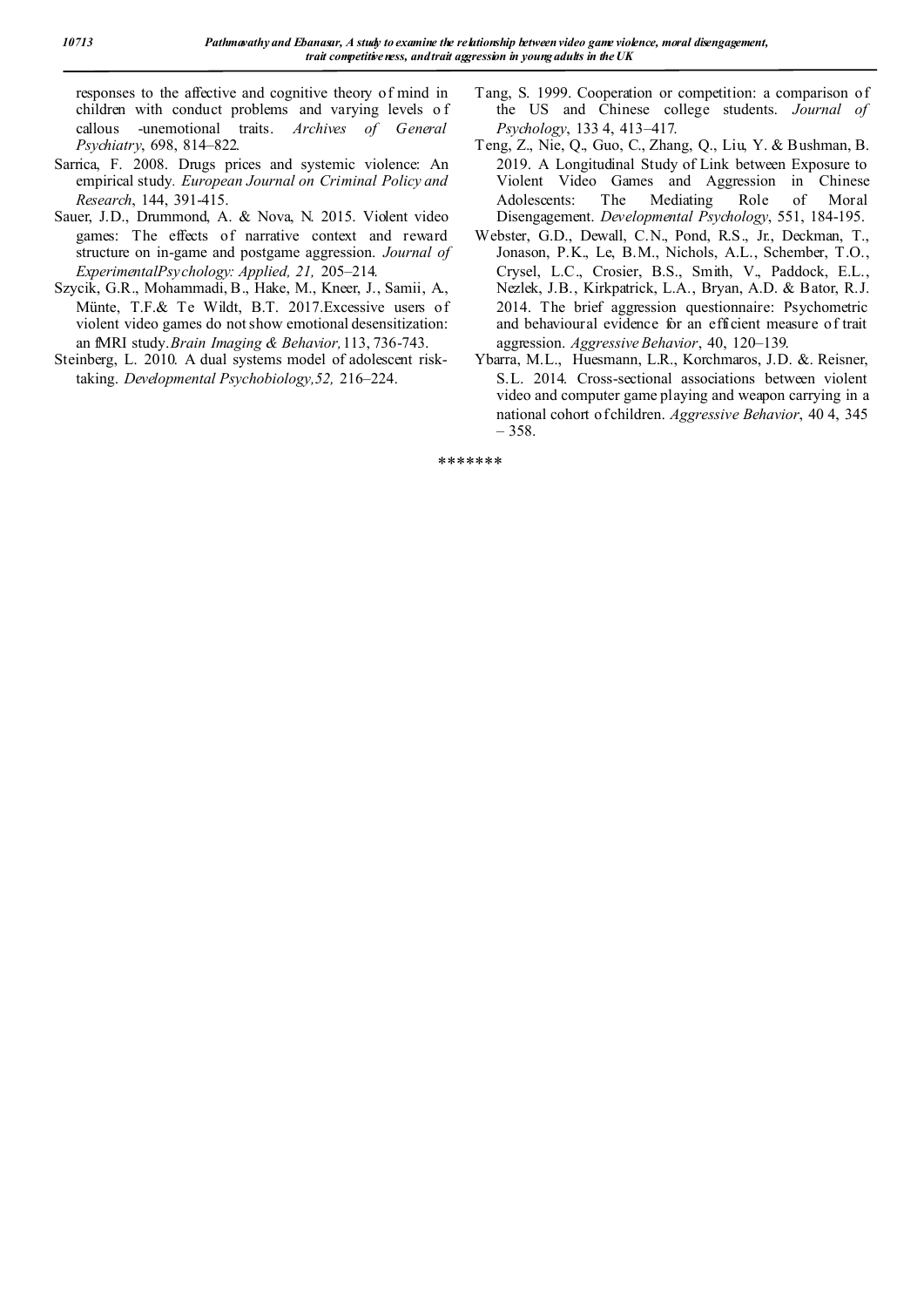responses to the affective and cognitive theory of mind in children with conduct problems and varying levels of callous -unemotional traits. *Archives of General Psychiatry*, 698, 814–822.

Sarrica, F. 2008. Drugs prices and systemic violence: An empirical study. *European Journal on Criminal Policy and Research*, 144, 391-415.

Sauer, J.D., Drummond, A. & Nova, N. 2015. Violent video games: The effects of narrative context and reward structure on in-game and postgame aggression. *Journal of ExperimentalPsychology: Applied, 21,* 205–214.

Szycik, G.R., Mohammadi, B., Hake, M., Kneer, J., Samii, A., Münte, T.F.& Te Wildt, B.T. 2017.Excessive users of violent video games do not show emotional desensitization: an fMRI study.*Brain Imaging & Behavior,* 113, 736-743.

Steinberg, L. 2010. A dual systems model of adolescent risk-taking. *Developmental Psychobiology,52,* 216–224.

Tang, S. 1999. Cooperation or competition: a comparison of the US and Chinese college students. *Journal of Psychology*, 133 4, 413–417.

Teng, Z., Nie, Q., Guo, C., Zhang, Q., Liu, Y. & Bushman, B. 2019. A Longitudinal Study of Link between Exposure to Violent Video Games and Aggression in Chinese Adolescents: The Mediating Role of Moral Disengagement. *Developmental Psychology*, 551, 184-195.

Webster, G.D., Dewall, C.N., Pond, R.S., Jr., Deckman, T., Jonason, P.K., Le, B.M., Nichols, A.L., Schember, T.O., Crysel, L.C., Crosier, B.S., Smith, V., Paddock, E.L., Nezlek, J.B., Kirkpatrick, L.A., Bryan, A.D. & Bator, R.J. 2014. The brief aggression questionnaire: Psychometric and behavioural evidence for an efficient measure of trait aggression. *Aggressive Behavior*, 40, 120–139.

Ybarra, M.L., Huesmann, L.R., Korchmaros, J.D. &. Reisner, S.L. 2014. Cross-sectional associations between violent video and computer game playing and weapon carrying in a national cohort of children. *Aggressive Behavior*, 40 4, 345 – 358.

*******